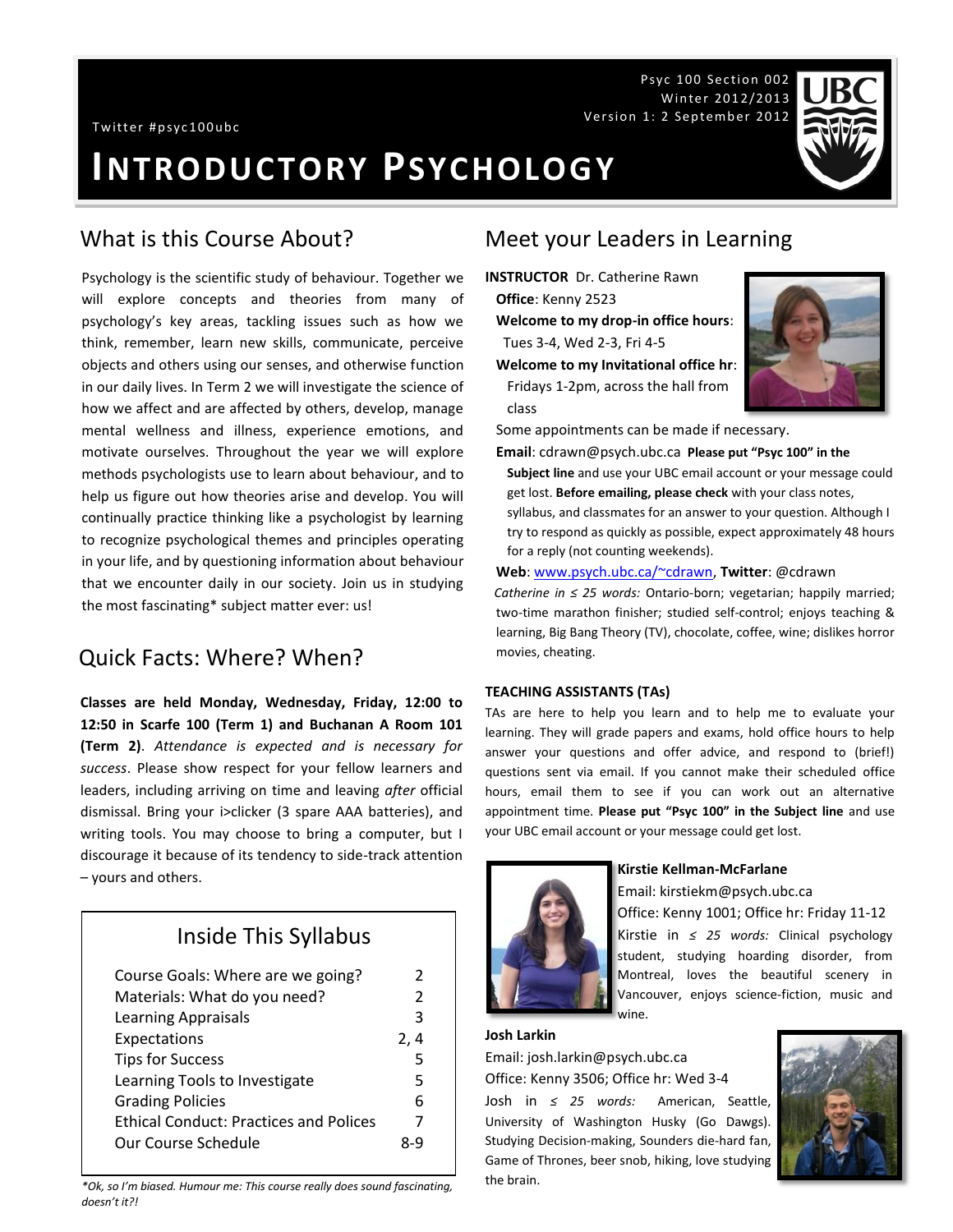Psyc 100 Section 002
Winter 2012/2013
Version 1: 2 September 2012

Twitter #psyc100ubc

# INTRODUCTORY PSYCHOLOGY

## What is this Course About?

Psychology is the scientific study of behaviour. Together we will explore concepts and theories from many of psychology's key areas, tackling issues such as how we think, remember, learn new skills, communicate, perceive objects and others using our senses, and otherwise function in our daily lives. In Term 2 we will investigate the science of how we affect and are affected by others, develop, manage mental wellness and illness, experience emotions, and motivate ourselves. Throughout the year we will explore methods psychologists use to learn about behaviour, and to help us figure out how theories arise and develop. You will continually practice thinking like a psychologist by learning to recognize psychological themes and principles operating in your life, and by questioning information about behaviour that we encounter daily in our society. Join us in studying the most fascinating* subject matter ever: us!

## Quick Facts: Where? When?

**Classes are held Monday, Wednesday, Friday, 12:00 to 12:50 in Scarfe 100 (Term 1) and Buchanan A Room 101 (Term 2)**. *Attendance is expected and is necessary for success*. Please show respect for your fellow learners and leaders, including arriving on time and leaving *after* official dismissal. Bring your i>clicker (3 spare AAA batteries), and writing tools. You may choose to bring a computer, but I discourage it because of its tendency to side-track attention – yours and others.

### Inside This Syllabus

| | |
|---|---|
| Course Goals: Where are we going? | 2 |
| Materials: What do you need? | 2 |
| Learning Appraisals | 3 |
| Expectations | 2, 4 |
| Tips for Success | 5 |
| Learning Tools to Investigate | 5 |
| Grading Policies | 6 |
| Ethical Conduct: Practices and Polices | 7 |
| Our Course Schedule | 8-9 |

*\*Ok, so I'm biased. Humour me: This course really does sound fascinating, doesn't it?!*

## Meet your Leaders in Learning

**INSTRUCTOR** Dr. Catherine Rawn

**Office**: Kenny 2523

**Welcome to my drop-in office hours**: Tues 3-4, Wed 2-3, Fri 4-5

**Welcome to my Invitational office hr**: Fridays 1-2pm, across the hall from class

Some appointments can be made if necessary.

**Email**: cdrawn@psych.ubc.ca **Please put "Psyc 100" in the Subject line** and use your UBC email account or your message could get lost. **Before emailing, please check** with your class notes, syllabus, and classmates for an answer to your question. Although I try to respond as quickly as possible, expect approximately 48 hours for a reply (not counting weekends).

**Web**: www.psych.ubc.ca/~cdrawn, **Twitter**: @cdrawn

*Catherine in ≤ 25 words:* Ontario-born; vegetarian; happily married; two-time marathon finisher; studied self-control; enjoys teaching & learning, Big Bang Theory (TV), chocolate, coffee, wine; dislikes horror movies, cheating.

**TEACHING ASSISTANTS (TAs)**

TAs are here to help you learn and to help me to evaluate your learning. They will grade papers and exams, hold office hours to help answer your questions and offer advice, and respond to (brief!) questions sent via email. If you cannot make their scheduled office hours, email them to see if you can work out an alternative appointment time. **Please put "Psyc 100" in the Subject line** and use your UBC email account or your message could get lost.

**Kirstie Kellman-McFarlane**

Email: kirstiekm@psych.ubc.ca

Office: Kenny 1001; Office hr: Friday 11-12

Kirstie in *≤ 25 words:* Clinical psychology student, studying hoarding disorder, from Montreal, loves the beautiful scenery in Vancouver, enjoys science-fiction, music and wine.

**Josh Larkin**

Email: josh.larkin@psych.ubc.ca

Office: Kenny 3506; Office hr: Wed 3-4

Josh in *≤ 25 words:* American, Seattle, University of Washington Husky (Go Dawgs). Studying Decision-making, Sounders die-hard fan, Game of Thrones, beer snob, hiking, love studying the brain.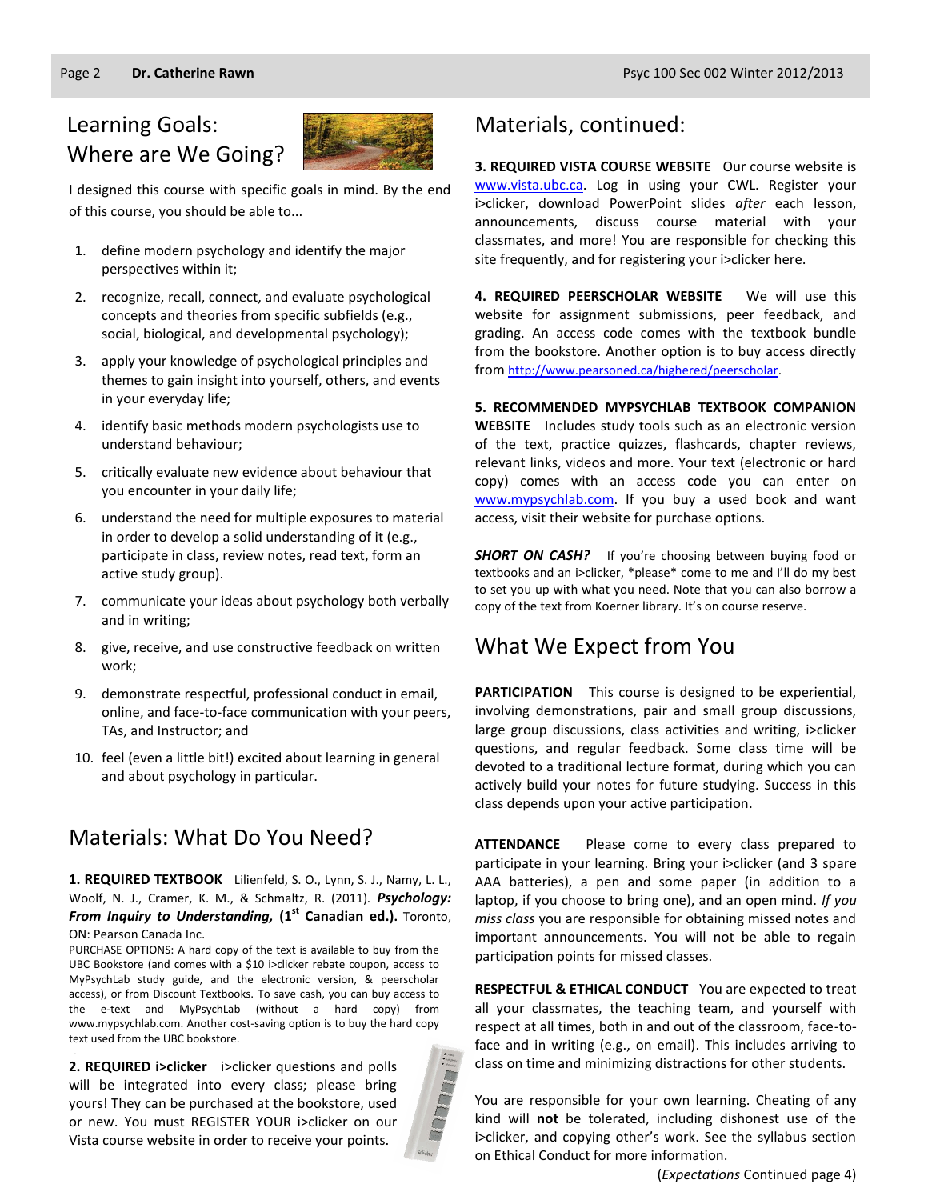## Learning Goals: Where are We Going?

I designed this course with specific goals in mind. By the end of this course, you should be able to...

1. define modern psychology and identify the major perspectives within it;
2. recognize, recall, connect, and evaluate psychological concepts and theories from specific subfields (e.g., social, biological, and developmental psychology);
3. apply your knowledge of psychological principles and themes to gain insight into yourself, others, and events in your everyday life;
4. identify basic methods modern psychologists use to understand behaviour;
5. critically evaluate new evidence about behaviour that you encounter in your daily life;
6. understand the need for multiple exposures to material in order to develop a solid understanding of it (e.g., participate in class, review notes, read text, form an active study group).
7. communicate your ideas about psychology both verbally and in writing;
8. give, receive, and use constructive feedback on written work;
9. demonstrate respectful, professional conduct in email, online, and face-to-face communication with your peers, TAs, and Instructor; and
10. feel (even a little bit!) excited about learning in general and about psychology in particular.

## Materials: What Do You Need?

**1. REQUIRED TEXTBOOK** Lilienfeld, S. O., Lynn, S. J., Namy, L. L., Woolf, N. J., Cramer, K. M., & Schmaltz, R. (2011). ***Psychology: From Inquiry to Understanding,* (1st Canadian ed.).** Toronto, ON: Pearson Canada Inc.

PURCHASE OPTIONS: A hard copy of the text is available to buy from the UBC Bookstore (and comes with a $10 i>clicker rebate coupon, access to MyPsychLab study guide, and the electronic version, & peerscholar access), or from Discount Textbooks. To save cash, you can buy access to the e-text and MyPsychLab (without a hard copy) from www.mypsychlab.com. Another cost-saving option is to buy the hard copy text used from the UBC bookstore.

**2. REQUIRED i>clicker** i>clicker questions and polls will be integrated into every class; please bring yours! They can be purchased at the bookstore, used or new. You must REGISTER YOUR i>clicker on our Vista course website in order to receive your points.

## Materials, continued:

**3. REQUIRED VISTA COURSE WEBSITE** Our course website is www.vista.ubc.ca. Log in using your CWL. Register your i>clicker, download PowerPoint slides *after* each lesson, announcements, discuss course material with your classmates, and more! You are responsible for checking this site frequently, and for registering your i>clicker here.

**4. REQUIRED PEERSCHOLAR WEBSITE** We will use this website for assignment submissions, peer feedback, and grading. An access code comes with the textbook bundle from the bookstore. Another option is to buy access directly from http://www.pearsoned.ca/highered/peerscholar.

**5. RECOMMENDED MYPSYCHLAB TEXTBOOK COMPANION WEBSITE** Includes study tools such as an electronic version of the text, practice quizzes, flashcards, chapter reviews, relevant links, videos and more. Your text (electronic or hard copy) comes with an access code you can enter on www.mypsychlab.com. If you buy a used book and want access, visit their website for purchase options.

***SHORT ON CASH?*** If you're choosing between buying food or textbooks and an i>clicker, *please* come to me and I'll do my best to set you up with what you need. Note that you can also borrow a copy of the text from Koerner library. It's on course reserve.

## What We Expect from You

**PARTICIPATION** This course is designed to be experiential, involving demonstrations, pair and small group discussions, large group discussions, class activities and writing, i>clicker questions, and regular feedback. Some class time will be devoted to a traditional lecture format, during which you can actively build your notes for future studying. Success in this class depends upon your active participation.

**ATTENDANCE** Please come to every class prepared to participate in your learning. Bring your i>clicker (and 3 spare AAA batteries), a pen and some paper (in addition to a laptop, if you choose to bring one), and an open mind. *If you miss class* you are responsible for obtaining missed notes and important announcements. You will not be able to regain participation points for missed classes.

**RESPECTFUL & ETHICAL CONDUCT** You are expected to treat all your classmates, the teaching team, and yourself with respect at all times, both in and out of the classroom, face-to-face and in writing (e.g., on email). This includes arriving to class on time and minimizing distractions for other students.

You are responsible for your own learning. Cheating of any kind will **not** be tolerated, including dishonest use of the i>clicker, and copying other's work. See the syllabus section on Ethical Conduct for more information.

(*Expectations* Continued page 4)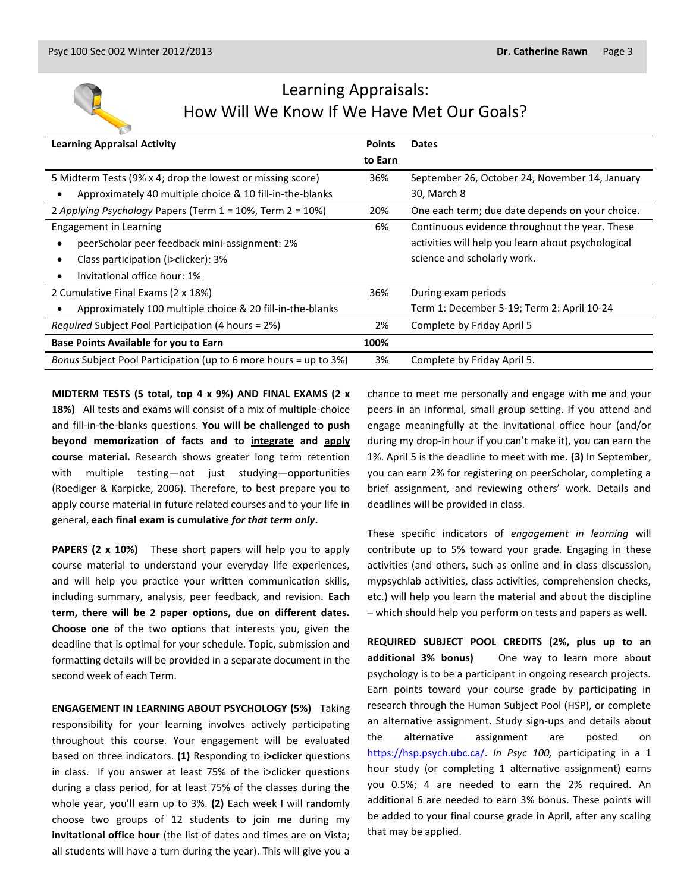# Learning Appraisals: How Will We Know If We Have Met Our Goals?

| Learning Appraisal Activity | Points to Earn | Dates |
|---|---|---|
| 5 Midterm Tests (9% x 4; drop the lowest or missing score)<br>• Approximately 40 multiple choice & 10 fill-in-the-blanks | 36% | September 26, October 24, November 14, January 30, March 8 |
| 2 *Applying Psychology* Papers (Term 1 = 10%, Term 2 = 10%) | 20% | One each term; due date depends on your choice. |
| Engagement in Learning<br>• peerScholar peer feedback mini-assignment: 2%<br>• Class participation (i>clicker): 3%<br>• Invitational office hour: 1% | 6% | Continuous evidence throughout the year. These activities will help you learn about psychological science and scholarly work. |
| 2 Cumulative Final Exams (2 x 18%)<br>• Approximately 100 multiple choice & 20 fill-in-the-blanks | 36% | During exam periods<br>Term 1: December 5-19; Term 2: April 10-24 |
| *Required* Subject Pool Participation (4 hours = 2%) | 2% | Complete by Friday April 5 |
| **Base Points Available for you to Earn** | **100%** | |
| *Bonus* Subject Pool Participation (up to 6 more hours = up to 3%) | 3% | Complete by Friday April 5. |

**MIDTERM TESTS (5 total, top 4 x 9%) AND FINAL EXAMS (2 x 18%)** All tests and exams will consist of a mix of multiple-choice and fill-in-the-blanks questions. **You will be challenged to push beyond memorization of facts and to <u>integrate</u> and <u>apply</u> course material.** Research shows greater long term retention with multiple testing—not just studying—opportunities (Roediger & Karpicke, 2006). Therefore, to best prepare you to apply course material in future related courses and to your life in general, **each final exam is cumulative *for that term only*.**

**PAPERS (2 x 10%)** These short papers will help you to apply course material to understand your everyday life experiences, and will help you practice your written communication skills, including summary, analysis, peer feedback, and revision. **Each term, there will be 2 paper options, due on different dates. Choose one** of the two options that interests you, given the deadline that is optimal for your schedule. Topic, submission and formatting details will be provided in a separate document in the second week of each Term.

**ENGAGEMENT IN LEARNING ABOUT PSYCHOLOGY (5%)** Taking responsibility for your learning involves actively participating throughout this course. Your engagement will be evaluated based on three indicators. **(1)** Responding to **i>clicker** questions in class. If you answer at least 75% of the i>clicker questions during a class period, for at least 75% of the classes during the whole year, you'll earn up to 3%. **(2)** Each week I will randomly choose two groups of 12 students to join me during my **invitational office hour** (the list of dates and times are on Vista; all students will have a turn during the year). This will give you a chance to meet me personally and engage with me and your peers in an informal, small group setting. If you attend and engage meaningfully at the invitational office hour (and/or during my drop-in hour if you can't make it), you can earn the 1%. April 5 is the deadline to meet with me. **(3)** In September, you can earn 2% for registering on peerScholar, completing a brief assignment, and reviewing others' work. Details and deadlines will be provided in class.

These specific indicators of *engagement in learning* will contribute up to 5% toward your grade. Engaging in these activities (and others, such as online and in class discussion, mypsychlab activities, class activities, comprehension checks, etc.) will help you learn the material and about the discipline – which should help you perform on tests and papers as well.

**REQUIRED SUBJECT POOL CREDITS (2%, plus up to an additional 3% bonus)** One way to learn more about psychology is to be a participant in ongoing research projects. Earn points toward your course grade by participating in research through the Human Subject Pool (HSP), or complete an alternative assignment. Study sign-ups and details about the alternative assignment are posted on https://hsp.psych.ubc.ca/. *In Psyc 100,* participating in a 1 hour study (or completing 1 alternative assignment) earns you 0.5%; 4 are needed to earn the 2% required. An additional 6 are needed to earn 3% bonus. These points will be added to your final course grade in April, after any scaling that may be applied.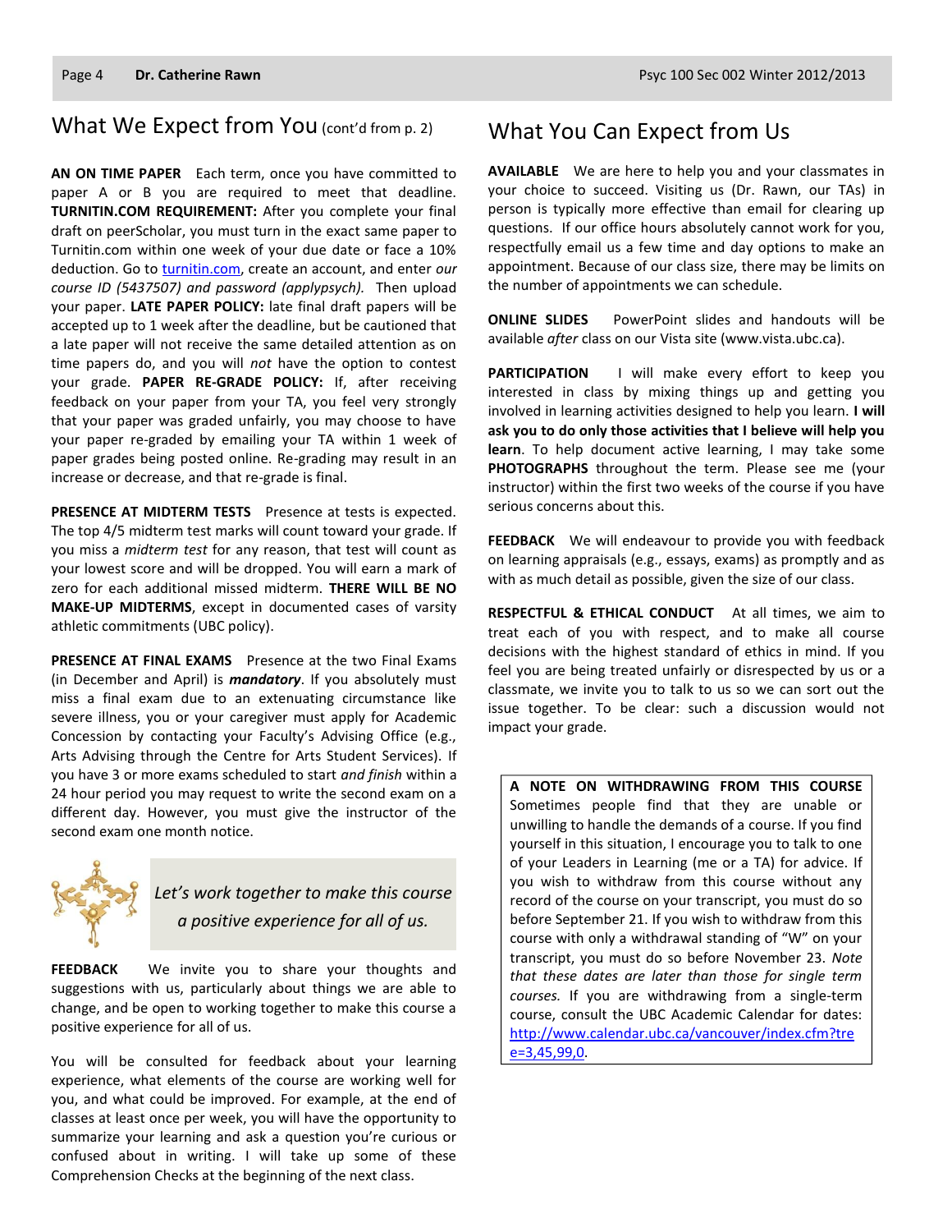## What We Expect from You (cont'd from p. 2)

**AN ON TIME PAPER** Each term, once you have committed to paper A or B you are required to meet that deadline. **TURNITIN.COM REQUIREMENT:** After you complete your final draft on peerScholar, you must turn in the exact same paper to Turnitin.com within one week of your due date or face a 10% deduction. Go to [turnitin.com](turnitin.com), create an account, and enter *our course ID (5437507) and password (applypsych).* Then upload your paper. **LATE PAPER POLICY:** late final draft papers will be accepted up to 1 week after the deadline, but be cautioned that a late paper will not receive the same detailed attention as on time papers do, and you will *not* have the option to contest your grade. **PAPER RE-GRADE POLICY:** If, after receiving feedback on your paper from your TA, you feel very strongly that your paper was graded unfairly, you may choose to have your paper re-graded by emailing your TA within 1 week of paper grades being posted online. Re-grading may result in an increase or decrease, and that re-grade is final.

**PRESENCE AT MIDTERM TESTS** Presence at tests is expected. The top 4/5 midterm test marks will count toward your grade. If you miss a *midterm test* for any reason, that test will count as your lowest score and will be dropped. You will earn a mark of zero for each additional missed midterm. **THERE WILL BE NO MAKE-UP MIDTERMS**, except in documented cases of varsity athletic commitments (UBC policy).

**PRESENCE AT FINAL EXAMS** Presence at the two Final Exams (in December and April) is ***mandatory***. If you absolutely must miss a final exam due to an extenuating circumstance like severe illness, you or your caregiver must apply for Academic Concession by contacting your Faculty's Advising Office (e.g., Arts Advising through the Centre for Arts Student Services). If you have 3 or more exams scheduled to start *and finish* within a 24 hour period you may request to write the second exam on a different day. However, you must give the instructor of the second exam one month notice.

*Let's work together to make this course a positive experience for all of us.*

**FEEDBACK** We invite you to share your thoughts and suggestions with us, particularly about things we are able to change, and be open to working together to make this course a positive experience for all of us.

You will be consulted for feedback about your learning experience, what elements of the course are working well for you, and what could be improved. For example, at the end of classes at least once per week, you will have the opportunity to summarize your learning and ask a question you're curious or confused about in writing. I will take up some of these Comprehension Checks at the beginning of the next class.

## What You Can Expect from Us

**AVAILABLE** We are here to help you and your classmates in your choice to succeed. Visiting us (Dr. Rawn, our TAs) in person is typically more effective than email for clearing up questions. If our office hours absolutely cannot work for you, respectfully email us a few time and day options to make an appointment. Because of our class size, there may be limits on the number of appointments we can schedule.

**ONLINE SLIDES** PowerPoint slides and handouts will be available *after* class on our Vista site (www.vista.ubc.ca).

**PARTICIPATION** I will make every effort to keep you interested in class by mixing things up and getting you involved in learning activities designed to help you learn. **I will ask you to do only those activities that I believe will help you learn**. To help document active learning, I may take some **PHOTOGRAPHS** throughout the term. Please see me (your instructor) within the first two weeks of the course if you have serious concerns about this.

**FEEDBACK** We will endeavour to provide you with feedback on learning appraisals (e.g., essays, exams) as promptly and as with as much detail as possible, given the size of our class.

**RESPECTFUL & ETHICAL CONDUCT** At all times, we aim to treat each of you with respect, and to make all course decisions with the highest standard of ethics in mind. If you feel you are being treated unfairly or disrespected by us or a classmate, we invite you to talk to us so we can sort out the issue together. To be clear: such a discussion would not impact your grade.

**A NOTE ON WITHDRAWING FROM THIS COURSE** Sometimes people find that they are unable or unwilling to handle the demands of a course. If you find yourself in this situation, I encourage you to talk to one of your Leaders in Learning (me or a TA) for advice. If you wish to withdraw from this course without any record of the course on your transcript, you must do so before September 21. If you wish to withdraw from this course with only a withdrawal standing of "W" on your transcript, you must do so before November 23. *Note that these dates are later than those for single term courses.* If you are withdrawing from a single-term course, consult the UBC Academic Calendar for dates: [http://www.calendar.ubc.ca/vancouver/index.cfm?tree=3,45,99,0](http://www.calendar.ubc.ca/vancouver/index.cfm?tree=3,45,99,0).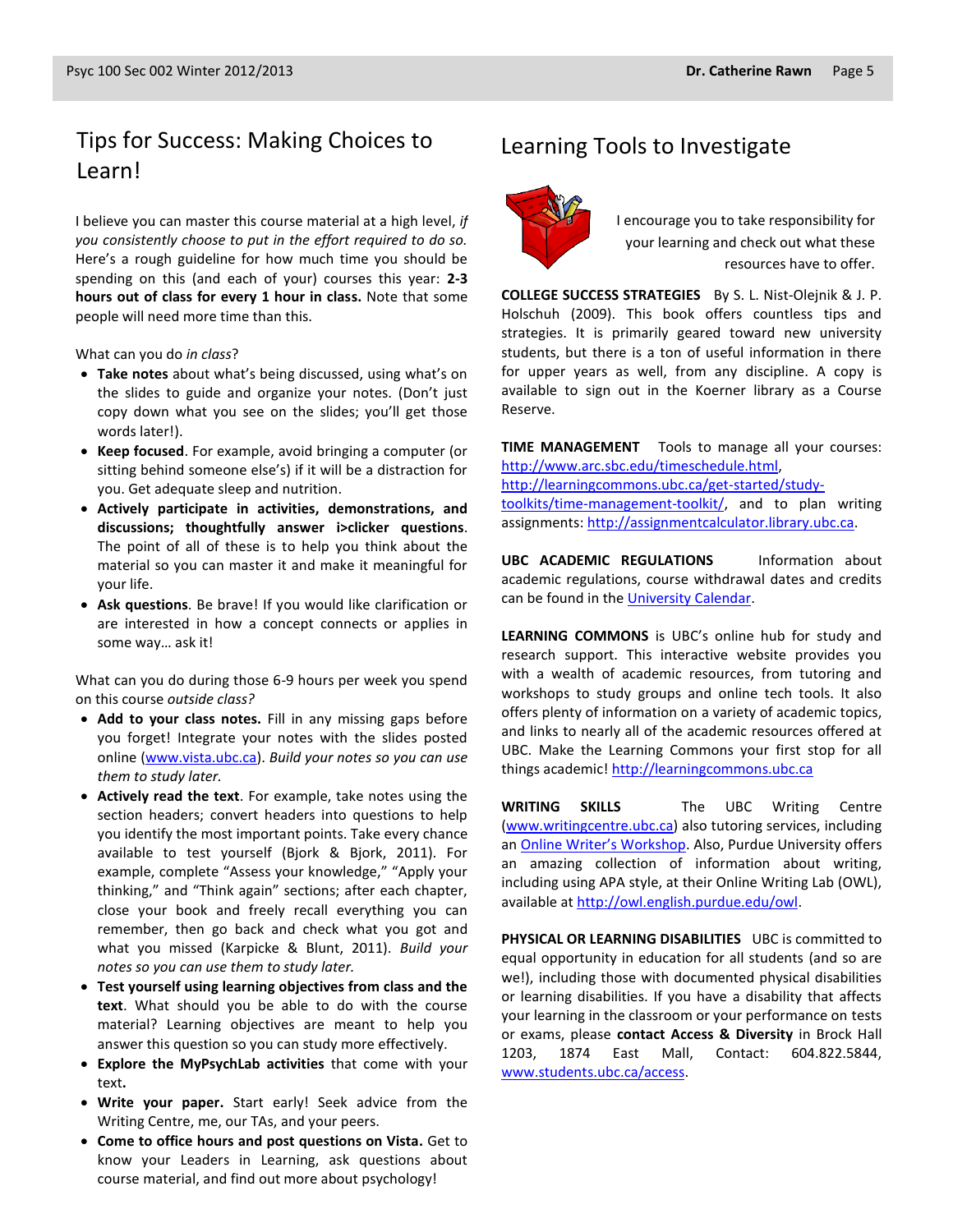## Tips for Success: Making Choices to Learn!

I believe you can master this course material at a high level, *if you consistently choose to put in the effort required to do so.* Here's a rough guideline for how much time you should be spending on this (and each of your) courses this year: **2-3 hours out of class for every 1 hour in class.** Note that some people will need more time than this.

What can you do *in class*?

- **Take notes** about what's being discussed, using what's on the slides to guide and organize your notes. (Don't just copy down what you see on the slides; you'll get those words later!).
- **Keep focused**. For example, avoid bringing a computer (or sitting behind someone else's) if it will be a distraction for you. Get adequate sleep and nutrition.
- **Actively participate in activities, demonstrations, and discussions; thoughtfully answer i>clicker questions**. The point of all of these is to help you think about the material so you can master it and make it meaningful for your life.
- **Ask questions**. Be brave! If you would like clarification or are interested in how a concept connects or applies in some way… ask it!

What can you do during those 6-9 hours per week you spend on this course *outside class?*

- **Add to your class notes.** Fill in any missing gaps before you forget! Integrate your notes with the slides posted online (www.vista.ubc.ca). *Build your notes so you can use them to study later.*
- **Actively read the text**. For example, take notes using the section headers; convert headers into questions to help you identify the most important points. Take every chance available to test yourself (Bjork & Bjork, 2011). For example, complete "Assess your knowledge," "Apply your thinking," and "Think again" sections; after each chapter, close your book and freely recall everything you can remember, then go back and check what you got and what you missed (Karpicke & Blunt, 2011). *Build your notes so you can use them to study later.*
- **Test yourself using learning objectives from class and the text**. What should you be able to do with the course material? Learning objectives are meant to help you answer this question so you can study more effectively.
- **Explore the MyPsychLab activities** that come with your text**.**
- **Write your paper.** Start early! Seek advice from the Writing Centre, me, our TAs, and your peers.
- **Come to office hours and post questions on Vista.** Get to know your Leaders in Learning, ask questions about course material, and find out more about psychology!

## Learning Tools to Investigate

I encourage you to take responsibility for your learning and check out what these resources have to offer.

**COLLEGE SUCCESS STRATEGIES** By S. L. Nist-Olejnik & J. P. Holschuh (2009). This book offers countless tips and strategies. It is primarily geared toward new university students, but there is a ton of useful information in there for upper years as well, from any discipline. A copy is available to sign out in the Koerner library as a Course Reserve.

**TIME MANAGEMENT** Tools to manage all your courses: http://www.arc.sbc.edu/timeschedule.html, http://learningcommons.ubc.ca/get-started/study-toolkits/time-management-toolkit/, and to plan writing assignments: http://assignmentcalculator.library.ubc.ca.

**UBC ACADEMIC REGULATIONS** Information about academic regulations, course withdrawal dates and credits can be found in the University Calendar.

**LEARNING COMMONS** is UBC's online hub for study and research support. This interactive website provides you with a wealth of academic resources, from tutoring and workshops to study groups and online tech tools. It also offers plenty of information on a variety of academic topics, and links to nearly all of the academic resources offered at UBC. Make the Learning Commons your first stop for all things academic! http://learningcommons.ubc.ca

**WRITING SKILLS** The UBC Writing Centre (www.writingcentre.ubc.ca) also tutoring services, including an Online Writer's Workshop. Also, Purdue University offers an amazing collection of information about writing, including using APA style, at their Online Writing Lab (OWL), available at http://owl.english.purdue.edu/owl.

**PHYSICAL OR LEARNING DISABILITIES** UBC is committed to equal opportunity in education for all students (and so are we!), including those with documented physical disabilities or learning disabilities. If you have a disability that affects your learning in the classroom or your performance on tests or exams, please **contact Access & Diversity** in Brock Hall 1203, 1874 East Mall, Contact: 604.822.5844, www.students.ubc.ca/access.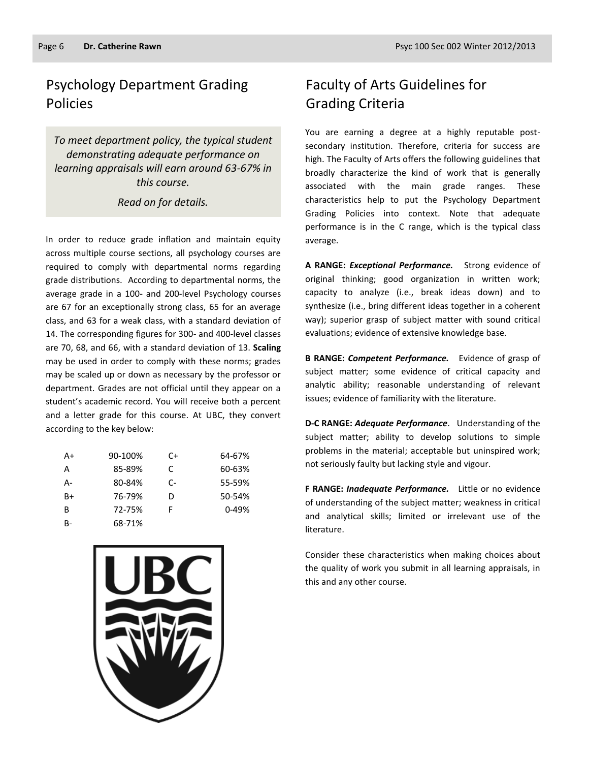## Psychology Department Grading Policies

*To meet department policy, the typical student demonstrating adequate performance on learning appraisals will earn around 63-67% in this course.*

*Read on for details.*

In order to reduce grade inflation and maintain equity across multiple course sections, all psychology courses are required to comply with departmental norms regarding grade distributions. According to departmental norms, the average grade in a 100- and 200-level Psychology courses are 67 for an exceptionally strong class, 65 for an average class, and 63 for a weak class, with a standard deviation of 14. The corresponding figures for 300- and 400-level classes are 70, 68, and 66, with a standard deviation of 13. **Scaling** may be used in order to comply with these norms; grades may be scaled up or down as necessary by the professor or department. Grades are not official until they appear on a student's academic record. You will receive both a percent and a letter grade for this course. At UBC, they convert according to the key below:

| | | | |
|---|---|---|---|
| A+ | 90-100% | C+ | 64-67% |
| A | 85-89% | C | 60-63% |
| A- | 80-84% | C- | 55-59% |
| B+ | 76-79% | D | 50-54% |
| B | 72-75% | F | 0-49% |
| B- | 68-71% | | |

## Faculty of Arts Guidelines for Grading Criteria

You are earning a degree at a highly reputable post-secondary institution. Therefore, criteria for success are high. The Faculty of Arts offers the following guidelines that broadly characterize the kind of work that is generally associated with the main grade ranges. These characteristics help to put the Psychology Department Grading Policies into context. Note that adequate performance is in the C range, which is the typical class average.

**A RANGE:** ***Exceptional Performance.*** Strong evidence of original thinking; good organization in written work; capacity to analyze (i.e., break ideas down) and to synthesize (i.e., bring different ideas together in a coherent way); superior grasp of subject matter with sound critical evaluations; evidence of extensive knowledge base.

**B RANGE:** ***Competent Performance.*** Evidence of grasp of subject matter; some evidence of critical capacity and analytic ability; reasonable understanding of relevant issues; evidence of familiarity with the literature.

**D-C RANGE:** ***Adequate Performance***. Understanding of the subject matter; ability to develop solutions to simple problems in the material; acceptable but uninspired work; not seriously faulty but lacking style and vigour.

**F RANGE:** ***Inadequate Performance.*** Little or no evidence of understanding of the subject matter; weakness in critical and analytical skills; limited or irrelevant use of the literature.

Consider these characteristics when making choices about the quality of work you submit in all learning appraisals, in this and any other course.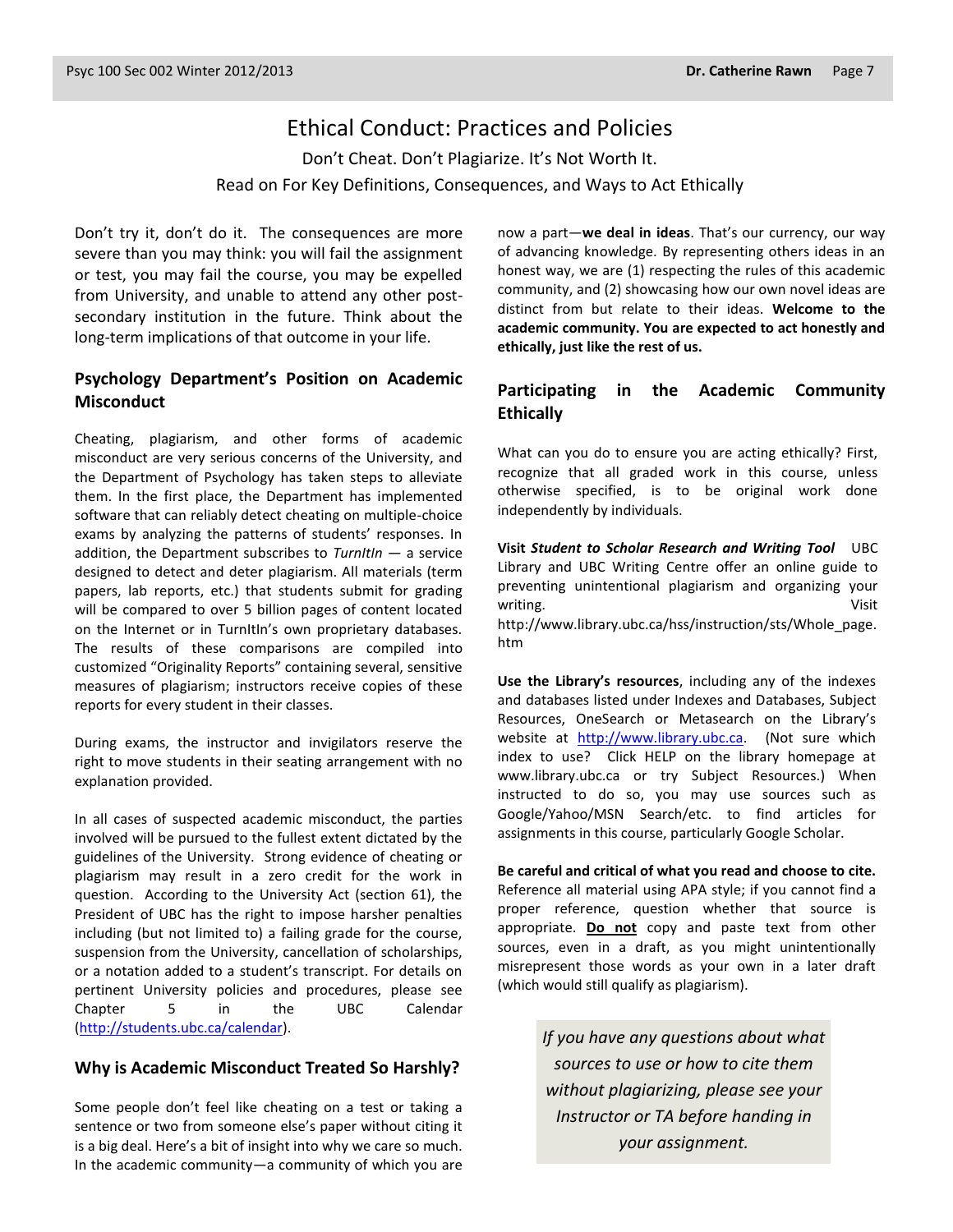# Ethical Conduct: Practices and Policies

Don't Cheat. Don't Plagiarize. It's Not Worth It.

Read on For Key Definitions, Consequences, and Ways to Act Ethically

Don't try it, don't do it. The consequences are more severe than you may think: you will fail the assignment or test, you may fail the course, you may be expelled from University, and unable to attend any other post-secondary institution in the future. Think about the long-term implications of that outcome in your life.

## Psychology Department's Position on Academic Misconduct

Cheating, plagiarism, and other forms of academic misconduct are very serious concerns of the University, and the Department of Psychology has taken steps to alleviate them. In the first place, the Department has implemented software that can reliably detect cheating on multiple-choice exams by analyzing the patterns of students' responses. In addition, the Department subscribes to *TurnItIn* — a service designed to detect and deter plagiarism. All materials (term papers, lab reports, etc.) that students submit for grading will be compared to over 5 billion pages of content located on the Internet or in TurnItIn's own proprietary databases. The results of these comparisons are compiled into customized "Originality Reports" containing several, sensitive measures of plagiarism; instructors receive copies of these reports for every student in their classes.

During exams, the instructor and invigilators reserve the right to move students in their seating arrangement with no explanation provided.

In all cases of suspected academic misconduct, the parties involved will be pursued to the fullest extent dictated by the guidelines of the University. Strong evidence of cheating or plagiarism may result in a zero credit for the work in question. According to the University Act (section 61), the President of UBC has the right to impose harsher penalties including (but not limited to) a failing grade for the course, suspension from the University, cancellation of scholarships, or a notation added to a student's transcript. For details on pertinent University policies and procedures, please see Chapter 5 in the UBC Calendar (http://students.ubc.ca/calendar).

## Why is Academic Misconduct Treated So Harshly?

Some people don't feel like cheating on a test or taking a sentence or two from someone else's paper without citing it is a big deal. Here's a bit of insight into why we care so much. In the academic community—a community of which you are now a part—**we deal in ideas**. That's our currency, our way of advancing knowledge. By representing others ideas in an honest way, we are (1) respecting the rules of this academic community, and (2) showcasing how our own novel ideas are distinct from but relate to their ideas. **Welcome to the academic community. You are expected to act honestly and ethically, just like the rest of us.**

## Participating in the Academic Community Ethically

What can you do to ensure you are acting ethically? First, recognize that all graded work in this course, unless otherwise specified, is to be original work done independently by individuals.

**Visit *Student to Scholar Research and Writing Tool*** UBC Library and UBC Writing Centre offer an online guide to preventing unintentional plagiarism and organizing your writing. Visit http://www.library.ubc.ca/hss/instruction/sts/Whole_page.htm

**Use the Library's resources**, including any of the indexes and databases listed under Indexes and Databases, Subject Resources, OneSearch or Metasearch on the Library's website at http://www.library.ubc.ca. (Not sure which index to use? Click HELP on the library homepage at www.library.ubc.ca or try Subject Resources.) When instructed to do so, you may use sources such as Google/Yahoo/MSN Search/etc. to find articles for assignments in this course, particularly Google Scholar.

**Be careful and critical of what you read and choose to cite.** Reference all material using APA style; if you cannot find a proper reference, question whether that source is appropriate. **Do not** copy and paste text from other sources, even in a draft, as you might unintentionally misrepresent those words as your own in a later draft (which would still qualify as plagiarism).

*If you have any questions about what sources to use or how to cite them without plagiarizing, please see your Instructor or TA before handing in your assignment.*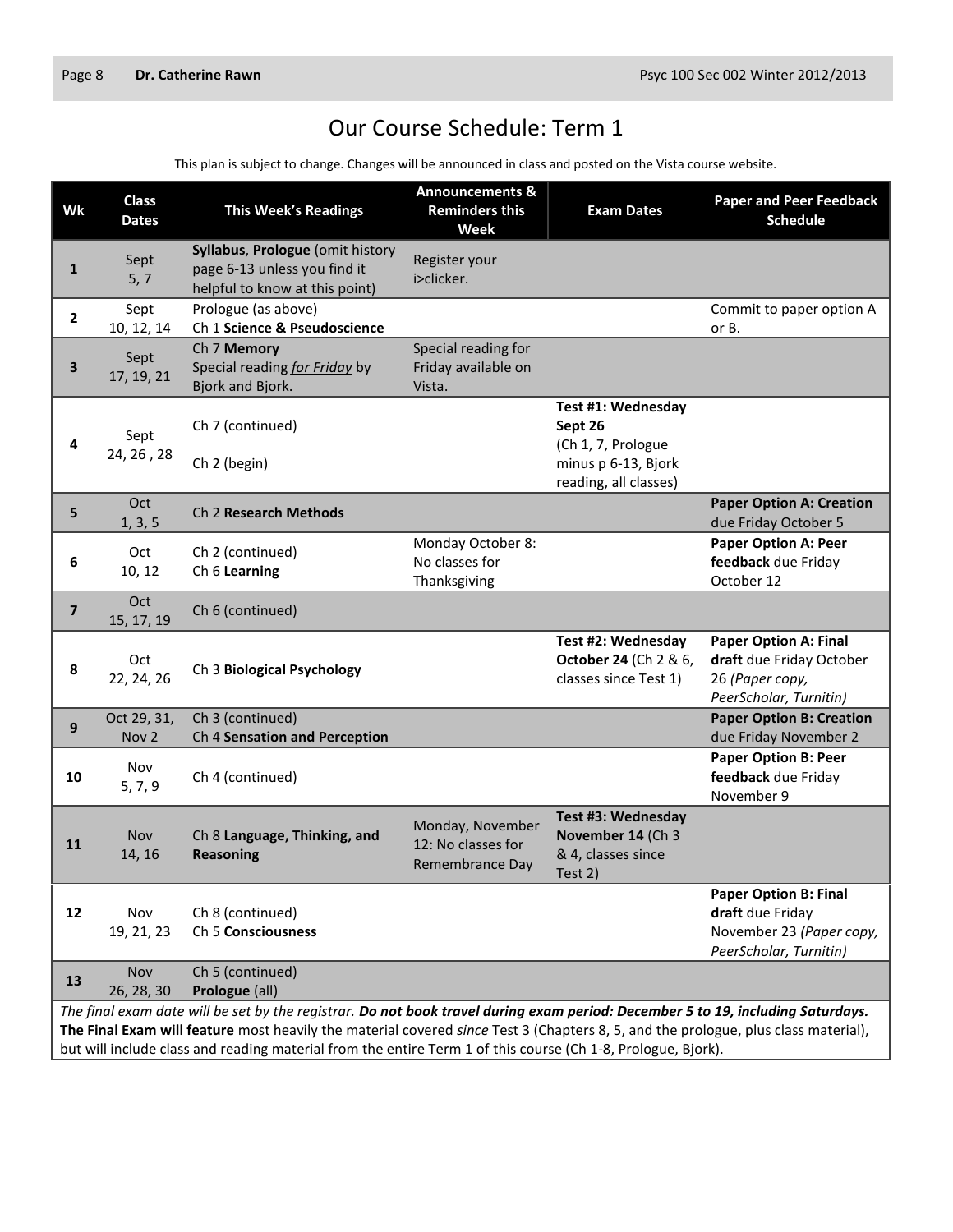# Our Course Schedule: Term 1

This plan is subject to change. Changes will be announced in class and posted on the Vista course website.

| Wk | Class Dates | This Week's Readings | Announcements & Reminders this Week | Exam Dates | Paper and Peer Feedback Schedule |
|---|---|---|---|---|---|
| 1 | Sept 5, 7 | **Syllabus**, **Prologue** (omit history page 6-13 unless you find it helpful to know at this point) | Register your i>clicker. | | |
| 2 | Sept 10, 12, 14 | Prologue (as above)<br>Ch 1 **Science & Pseudoscience** | | | Commit to paper option A or B. |
| 3 | Sept 17, 19, 21 | Ch 7 **Memory**<br>Special reading *for Friday* by Bjork and Bjork. | Special reading for Friday available on Vista. | | |
| 4 | Sept 24, 26 , 28 | Ch 7 (continued)<br>Ch 2 (begin) | | **Test #1: Wednesday Sept 26** (Ch 1, 7, Prologue minus p 6-13, Bjork reading, all classes) | |
| 5 | Oct 1, 3, 5 | Ch 2 **Research Methods** | | | **Paper Option A: Creation** due Friday October 5 |
| 6 | Oct 10, 12 | Ch 2 (continued)<br>Ch 6 **Learning** | Monday October 8: No classes for Thanksgiving | | **Paper Option A: Peer feedback** due Friday October 12 |
| 7 | Oct 15, 17, 19 | Ch 6 (continued) | | | |
| 8 | Oct 22, 24, 26 | Ch 3 **Biological Psychology** | | **Test #2: Wednesday October 24** (Ch 2 & 6, classes since Test 1) | **Paper Option A: Final draft** due Friday October 26 *(Paper copy, PeerScholar, Turnitin)* |
| 9 | Oct 29, 31, Nov 2 | Ch 3 (continued)<br>Ch 4 **Sensation and Perception** | | | **Paper Option B: Creation** due Friday November 2 |
| 10 | Nov 5, 7, 9 | Ch 4 (continued) | | | **Paper Option B: Peer feedback** due Friday November 9 |
| 11 | Nov 14, 16 | Ch 8 **Language, Thinking, and Reasoning** | Monday, November 12: No classes for Remembrance Day | **Test #3: Wednesday November 14** (Ch 3 & 4, classes since Test 2) | |
| 12 | Nov 19, 21, 23 | Ch 8 (continued)<br>Ch 5 **Consciousness** | | | **Paper Option B: Final draft** due Friday November 23 *(Paper copy, PeerScholar, Turnitin)* |
| 13 | Nov 26, 28, 30 | Ch 5 (continued)<br>**Prologue** (all) | | | |

*The final exam date will be set by the registrar.* ***Do not book travel during exam period: December 5 to 19, including Saturdays.*** **The Final Exam will feature** most heavily the material covered *since* Test 3 (Chapters 8, 5, and the prologue, plus class material), but will include class and reading material from the entire Term 1 of this course (Ch 1-8, Prologue, Bjork).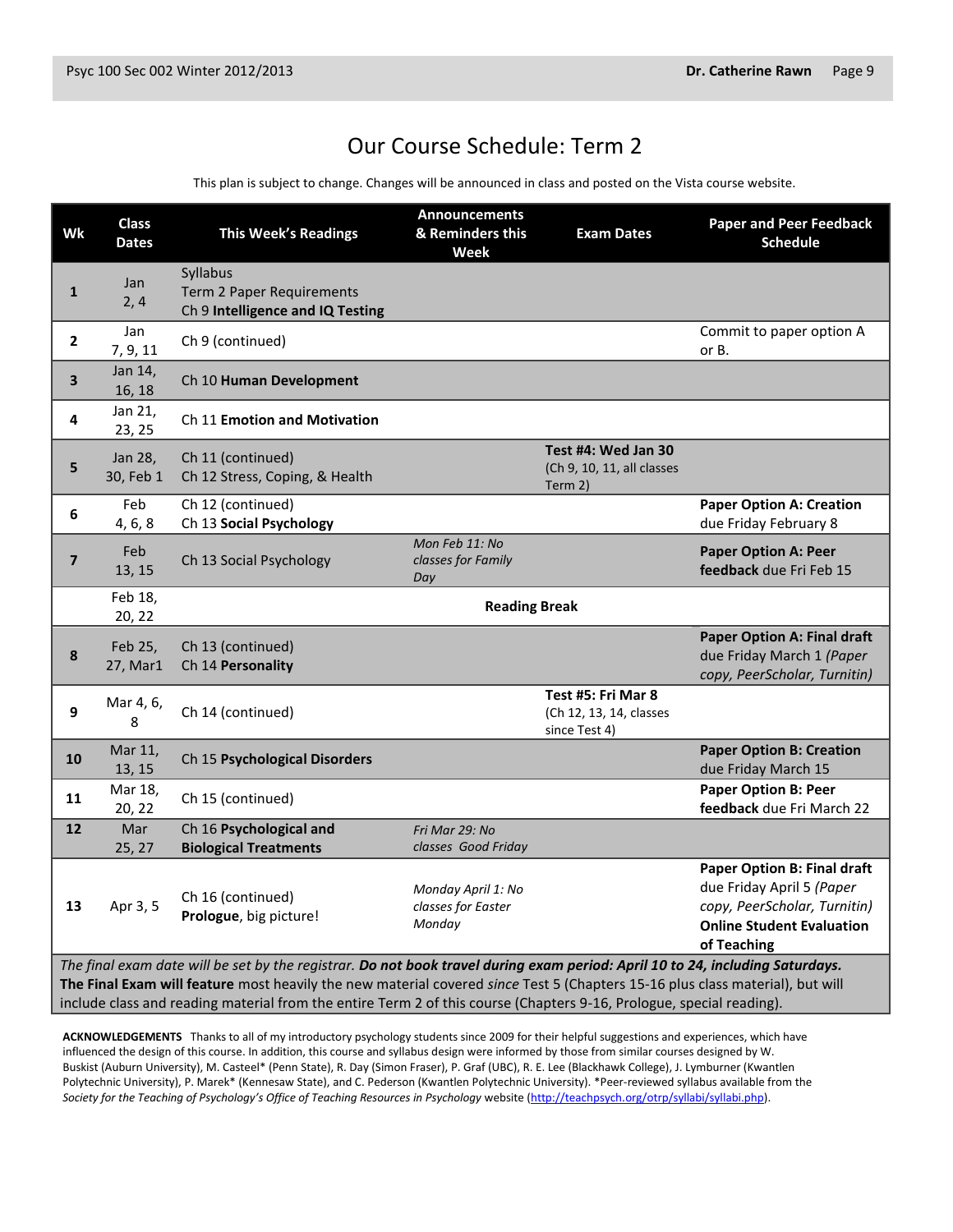# Our Course Schedule: Term 2

This plan is subject to change. Changes will be announced in class and posted on the Vista course website.

| Wk | Class Dates | This Week's Readings | Announcements & Reminders this Week | Exam Dates | Paper and Peer Feedback Schedule |
|---|---|---|---|---|---|
| **1** | Jan 2, 4 | Syllabus<br>Term 2 Paper Requirements<br>Ch 9 **Intelligence and IQ Testing** | | | |
| **2** | Jan 7, 9, 11 | Ch 9 (continued) | | | Commit to paper option A or B. |
| **3** | Jan 14, 16, 18 | Ch 10 **Human Development** | | | |
| **4** | Jan 21, 23, 25 | Ch 11 **Emotion and Motivation** | | | |
| **5** | Jan 28, 30, Feb 1 | Ch 11 (continued)<br>Ch 12 Stress, Coping, & Health | | **Test #4: Wed Jan 30**<br>(Ch 9, 10, 11, all classes Term 2) | |
| **6** | Feb 4, 6, 8 | Ch 12 (continued)<br>Ch 13 **Social Psychology** | | | **Paper Option A: Creation** due Friday February 8 |
| **7** | Feb 13, 15 | Ch 13 Social Psychology | *Mon Feb 11: No classes for Family Day* | | **Paper Option A: Peer feedback** due Fri Feb 15 |
| | Feb 18, 20, 22 | | **Reading Break** | | |
| **8** | Feb 25, 27, Mar1 | Ch 13 (continued)<br>Ch 14 **Personality** | | | **Paper Option A: Final draft** due Friday March 1 *(Paper copy, PeerScholar, Turnitin)* |
| **9** | Mar 4, 6, 8 | Ch 14 (continued) | | **Test #5: Fri Mar 8**<br>(Ch 12, 13, 14, classes since Test 4) | |
| **10** | Mar 11, 13, 15 | Ch 15 **Psychological Disorders** | | | **Paper Option B: Creation** due Friday March 15 |
| **11** | Mar 18, 20, 22 | Ch 15 (continued) | | | **Paper Option B: Peer feedback** due Fri March 22 |
| **12** | Mar 25, 27 | Ch 16 **Psychological and Biological Treatments** | *Fri Mar 29: No classes Good Friday* | | |
| **13** | Apr 3, 5 | Ch 16 (continued)<br>**Prologue**, big picture! | *Monday April 1: No classes for Easter Monday* | | **Paper Option B: Final draft** due Friday April 5 *(Paper copy, PeerScholar, Turnitin)*<br>**Online Student Evaluation of Teaching** |

*The final exam date will be set by the registrar.* ***Do not book travel during exam period: April 10 to 24, including Saturdays.***
**The Final Exam will feature** most heavily the new material covered *since* Test 5 (Chapters 15-16 plus class material), but will include class and reading material from the entire Term 2 of this course (Chapters 9-16, Prologue, special reading).

**ACKNOWLEDGEMENTS** Thanks to all of my introductory psychology students since 2009 for their helpful suggestions and experiences, which have influenced the design of this course. In addition, this course and syllabus design were informed by those from similar courses designed by W. Buskist (Auburn University), M. Casteel* (Penn State), R. Day (Simon Fraser), P. Graf (UBC), R. E. Lee (Blackhawk College), J. Lymburner (Kwantlen Polytechnic University), P. Marek* (Kennesaw State), and C. Pederson (Kwantlen Polytechnic University). *Peer-reviewed syllabus available from the *Society for the Teaching of Psychology's Office of Teaching Resources in Psychology* website (http://teachpsych.org/otrp/syllabi/syllabi.php).